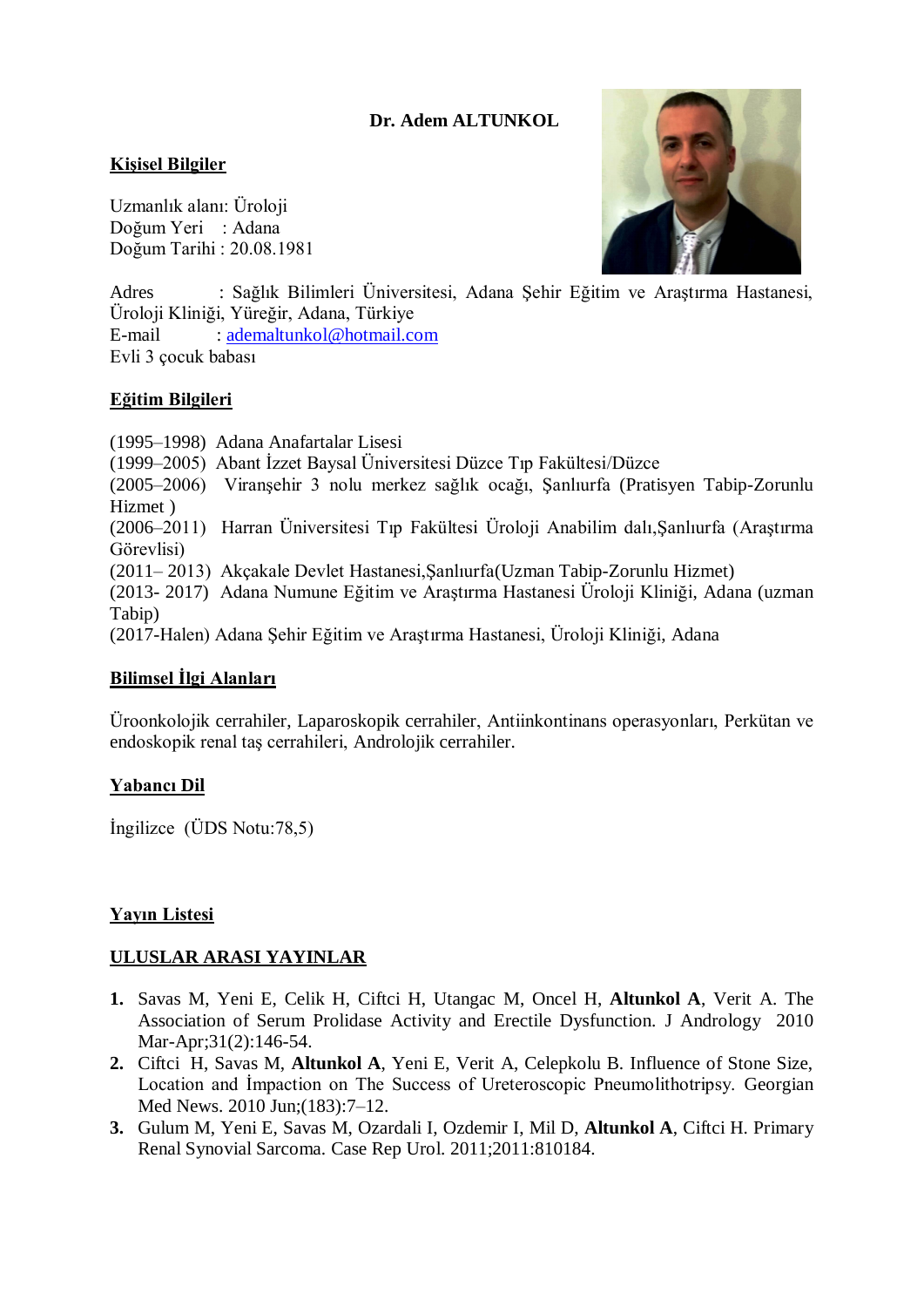# Dr. Adem ALTUNKOL

## Kişisel Bilgiler

Uzmanlık alanı: Üroloji
Doğum Yeri : Adana
Doğum Tarihi : 20.08.1981

Adres : Sağlık Bilimleri Üniversitesi, Adana Şehir Eğitim ve Araştırma Hastanesi, Üroloji Kliniği, Yüreğir, Adana, Türkiye
E-mail : ademaltunkol@hotmail.com
Evli 3 çocuk babası

## Eğitim Bilgileri

(1995–1998) Adana Anafartalar Lisesi
(1999–2005) Abant İzzet Baysal Üniversitesi Düzce Tıp Fakültesi/Düzce
(2005–2006) Viranşehir 3 nolu merkez sağlık ocağı, Şanlıurfa (Pratisyen Tabip-Zorunlu Hizmet )
(2006–2011) Harran Üniversitesi Tıp Fakültesi Üroloji Anabilim dalı,Şanlıurfa (Araştırma Görevlisi)
(2011– 2013) Akçakale Devlet Hastanesi,Şanlıurfa(Uzman Tabip-Zorunlu Hizmet)
(2013- 2017) Adana Numune Eğitim ve Araştırma Hastanesi Üroloji Kliniği, Adana (uzman Tabip)
(2017-Halen) Adana Şehir Eğitim ve Araştırma Hastanesi, Üroloji Kliniği, Adana

## Bilimsel İlgi Alanları

Üroonkolojik cerrahiler, Laparoskopik cerrahiler, Antiinkontinans operasyonları, Perkütan ve endoskopik renal taş cerrahileri, Androlojik cerrahiler.

## Yabancı Dil

İngilizce (ÜDS Notu:78,5)

## Yayın Listesi

## ULUSLAR ARASI YAYINLAR

1. Savas M, Yeni E, Celik H, Ciftci H, Utangac M, Oncel H, **Altunkol A**, Verit A. The Association of Serum Prolidase Activity and Erectile Dysfunction. J Andrology 2010 Mar-Apr;31(2):146-54.
2. Ciftci H, Savas M, **Altunkol A**, Yeni E, Verit A, Celepkolu B. Influence of Stone Size, Location and İmpaction on The Success of Ureteroscopic Pneumolithotripsy. Georgian Med News. 2010 Jun;(183):7–12.
3. Gulum M, Yeni E, Savas M, Ozardali I, Ozdemir I, Mil D, **Altunkol A**, Ciftci H. Primary Renal Synovial Sarcoma. Case Rep Urol. 2011;2011:810184.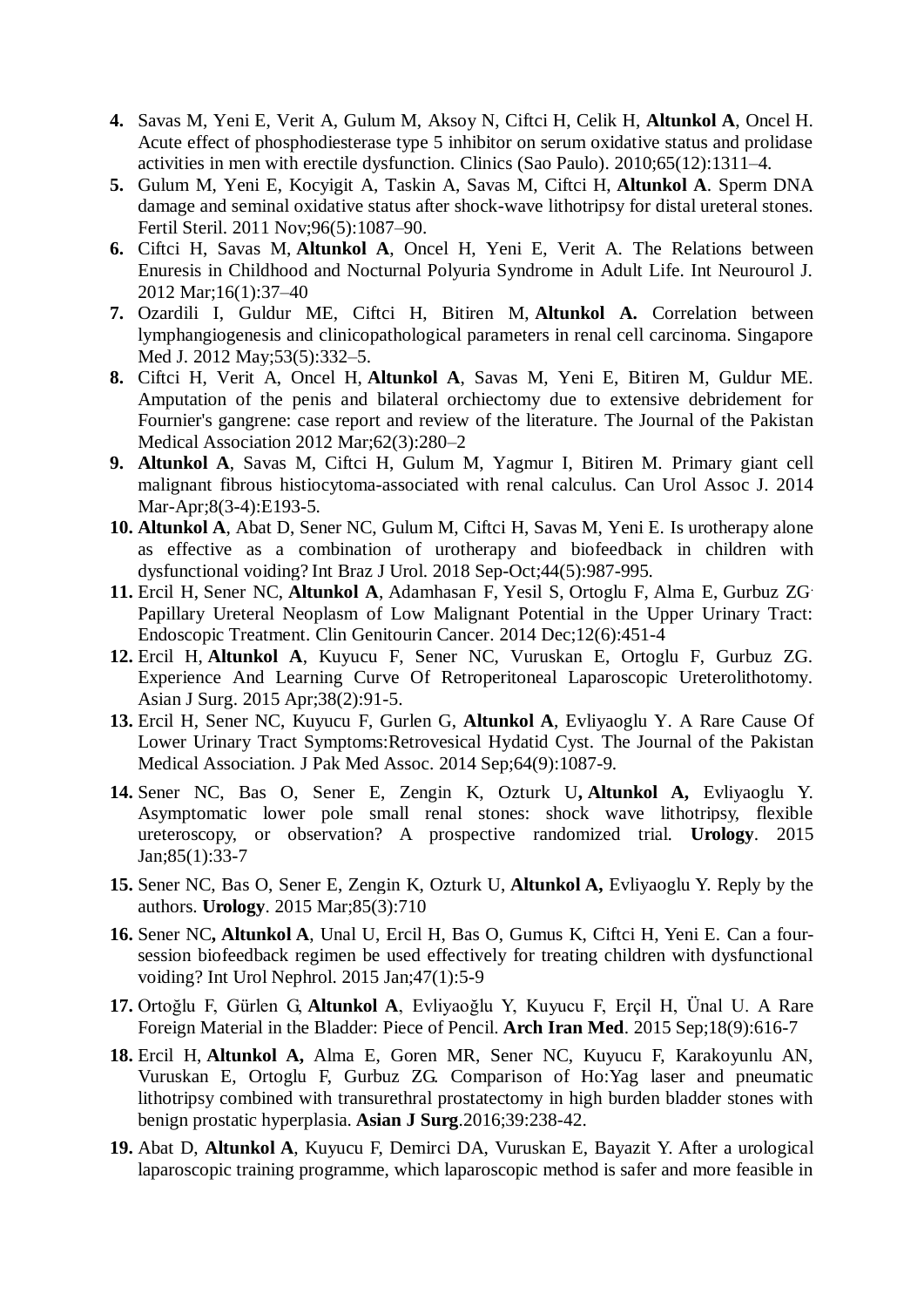4. Savas M, Yeni E, Verit A, Gulum M, Aksoy N, Ciftci H, Celik H, **Altunkol A**, Oncel H. Acute effect of phosphodiesterase type 5 inhibitor on serum oxidative status and prolidase activities in men with erectile dysfunction. Clinics (Sao Paulo). 2010;65(12):1311–4.
5. Gulum M, Yeni E, Kocyigit A, Taskin A, Savas M, Ciftci H, **Altunkol A**. Sperm DNA damage and seminal oxidative status after shock-wave lithotripsy for distal ureteral stones. Fertil Steril. 2011 Nov;96(5):1087–90.
6. Ciftci H, Savas M, **Altunkol A**, Oncel H, Yeni E, Verit A. The Relations between Enuresis in Childhood and Nocturnal Polyuria Syndrome in Adult Life. Int Neurourol J. 2012 Mar;16(1):37–40
7. Ozardili I, Guldur ME, Ciftci H, Bitiren M, **Altunkol A.** Correlation between lymphangiogenesis and clinicopathological parameters in renal cell carcinoma. Singapore Med J. 2012 May;53(5):332–5.
8. Ciftci H, Verit A, Oncel H, **Altunkol A**, Savas M, Yeni E, Bitiren M, Guldur ME. Amputation of the penis and bilateral orchiectomy due to extensive debridement for Fournier's gangrene: case report and review of the literature. The Journal of the Pakistan Medical Association 2012 Mar;62(3):280–2
9. **Altunkol A**, Savas M, Ciftci H, Gulum M, Yagmur I, Bitiren M. Primary giant cell malignant fibrous histiocytoma-associated with renal calculus. Can Urol Assoc J. 2014 Mar-Apr;8(3-4):E193-5.
10. **Altunkol A**, Abat D, Sener NC, Gulum M, Ciftci H, Savas M, Yeni E. Is urotherapy alone as effective as a combination of urotherapy and biofeedback in children with dysfunctional voiding? Int Braz J Urol. 2018 Sep-Oct;44(5):987-995.
11. Ercil H, Sener NC, **Altunkol A**, Adamhasan F, Yesil S, Ortoglu F, Alma E, Gurbuz ZG. Papillary Ureteral Neoplasm of Low Malignant Potential in the Upper Urinary Tract: Endoscopic Treatment. Clin Genitourin Cancer. 2014 Dec;12(6):451-4
12. Ercil H, **Altunkol A**, Kuyucu F, Sener NC, Vuruskan E, Ortoglu F, Gurbuz ZG. Experience And Learning Curve Of Retroperitoneal Laparoscopic Ureterolithotomy. Asian J Surg. 2015 Apr;38(2):91-5.
13. Ercil H, Sener NC, Kuyucu F, Gurlen G, **Altunkol A**, Evliyaoglu Y. A Rare Cause Of Lower Urinary Tract Symptoms:Retrovesical Hydatid Cyst. The Journal of the Pakistan Medical Association. J Pak Med Assoc. 2014 Sep;64(9):1087-9.
14. Sener NC, Bas O, Sener E, Zengin K, Ozturk U**, Altunkol A,** Evliyaoglu Y. Asymptomatic lower pole small renal stones: shock wave lithotripsy, flexible ureteroscopy, or observation? A prospective randomized trial. **Urology**. 2015 Jan;85(1):33-7
15. Sener NC, Bas O, Sener E, Zengin K, Ozturk U, **Altunkol A,** Evliyaoglu Y. Reply by the authors. **Urology**. 2015 Mar;85(3):710
16. Sener NC**, Altunkol A**, Unal U, Ercil H, Bas O, Gumus K, Ciftci H, Yeni E. Can a four-session biofeedback regimen be used effectively for treating children with dysfunctional voiding? Int Urol Nephrol. 2015 Jan;47(1):5-9
17. Ortoğlu F, Gürlen G, **Altunkol A**, Evliyaoğlu Y, Kuyucu F, Erçil H, Ünal U. A Rare Foreign Material in the Bladder: Piece of Pencil. **Arch Iran Med**. 2015 Sep;18(9):616-7
18. Ercil H, **Altunkol A,** Alma E, Goren MR, Sener NC, Kuyucu F, Karakoyunlu AN, Vuruskan E, Ortoglu F, Gurbuz ZG. Comparison of Ho:Yag laser and pneumatic lithotripsy combined with transurethral prostatectomy in high burden bladder stones with benign prostatic hyperplasia. **Asian J Surg**.2016;39:238-42.
19. Abat D, **Altunkol A**, Kuyucu F, Demirci DA, Vuruskan E, Bayazit Y. After a urological laparoscopic training programme, which laparoscopic method is safer and more feasible in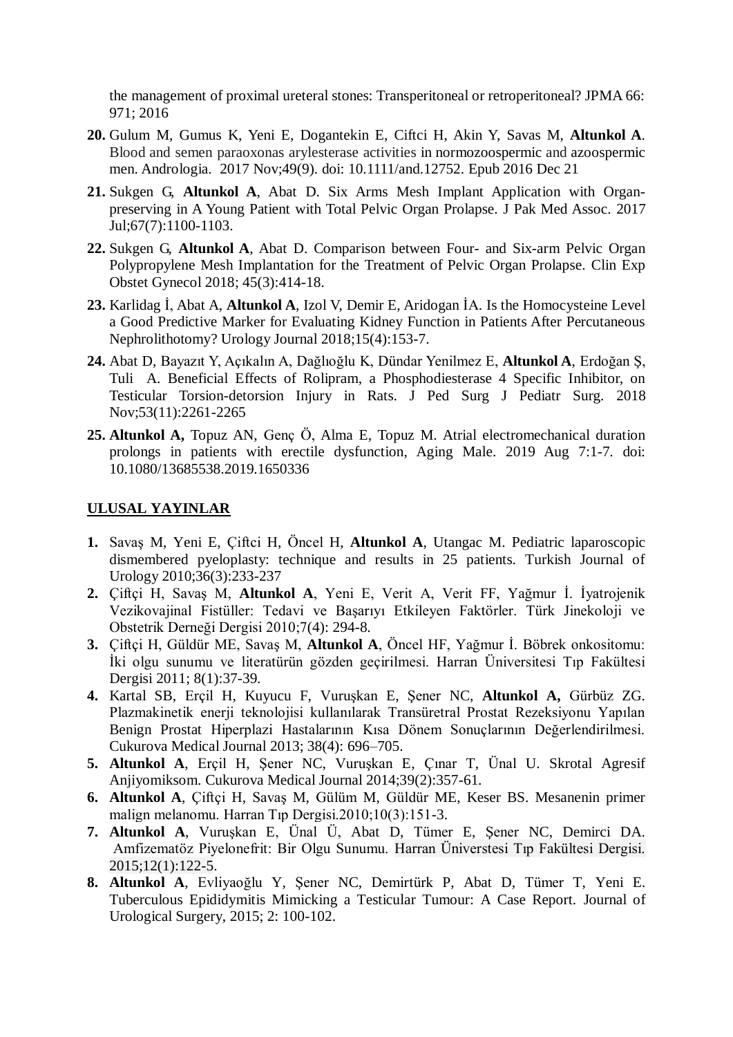the management of proximal ureteral stones: Transperitoneal or retroperitoneal? JPMA 66: 971; 2016

20. Gulum M, Gumus K, Yeni E, Dogantekin E, Ciftci H, Akin Y, Savas M, **Altunkol A**. Blood and semen paraoxonas arylesterase activities in normozoospermic and azoospermic men. Andrologia. 2017 Nov;49(9). doi: 10.1111/and.12752. Epub 2016 Dec 21
21. Sukgen G, **Altunkol A**, Abat D. Six Arms Mesh Implant Application with Organ-preserving in A Young Patient with Total Pelvic Organ Prolapse. J Pak Med Assoc. 2017 Jul;67(7):1100-1103.
22. Sukgen G, **Altunkol A**, Abat D. Comparison between Four- and Six-arm Pelvic Organ Polypropylene Mesh Implantation for the Treatment of Pelvic Organ Prolapse. Clin Exp Obstet Gynecol 2018; 45(3):414-18.
23. Karlidag İ, Abat A, **Altunkol A**, Izol V, Demir E, Aridogan İA. Is the Homocysteine Level a Good Predictive Marker for Evaluating Kidney Function in Patients After Percutaneous Nephrolithotomy? Urology Journal 2018;15(4):153-7.
24. Abat D, Bayazıt Y, Açıkalın A, Dağlıoğlu K, Dündar Yenilmez E, **Altunkol A**, Erdoğan Ş, Tuli A. Beneficial Effects of Rolipram, a Phosphodiesterase 4 Specific Inhibitor, on Testicular Torsion-detorsion Injury in Rats. J Ped Surg J Pediatr Surg. 2018 Nov;53(11):2261-2265
25. **Altunkol A,** Topuz AN, Genç Ö, Alma E, Topuz M. Atrial electromechanical duration prolongs in patients with erectile dysfunction, Aging Male. 2019 Aug 7:1-7. doi: 10.1080/13685538.2019.1650336

## ULUSAL YAYINLAR

1. Savaş M, Yeni E, Çiftci H, Öncel H, **Altunkol A**, Utangac M. Pediatric laparoscopic dismembered pyeloplasty: technique and results in 25 patients. Turkish Journal of Urology 2010;36(3):233-237
2. Çiftçi H, Savaş M, **Altunkol A**, Yeni E, Verit A, Verit FF, Yağmur İ. İyatrojenik Vezikovajinal Fistüller: Tedavi ve Başarıyı Etkileyen Faktörler. Türk Jinekoloji ve Obstetrik Derneği Dergisi 2010;7(4): 294-8.
3. Çiftçi H, Güldür ME, Savaş M, **Altunkol A**, Öncel HF, Yağmur İ. Böbrek onkositomu: İki olgu sunumu ve literatürün gözden geçirilmesi. Harran Üniversitesi Tıp Fakültesi Dergisi 2011; 8(1):37-39.
4. Kartal SB, Erçil H, Kuyucu F, Vuruşkan E, Şener NC, **Altunkol A,** Gürbüz ZG. Plazmakinetik enerji teknolojisi kullanılarak Transüretral Prostat Rezeksiyonu Yapılan Benign Prostat Hiperplazi Hastalarının Kısa Dönem Sonuçlarının Değerlendirilmesi. Cukurova Medical Journal 2013; 38(4): 696–705.
5. **Altunkol A**, Erçil H, Şener NC, Vuruşkan E, Çınar T, Ünal U. Skrotal Agresif Anjiyomiksom. Cukurova Medical Journal 2014;39(2):357-61.
6. **Altunkol A**, Çiftçi H, Savaş M, Gülüm M, Güldür ME, Keser BS. Mesanenin primer malign melanomu. Harran Tıp Dergisi.2010;10(3):151-3.
7. **Altunkol A**, Vuruşkan E, Ünal Ü, Abat D, Tümer E, Şener NC, Demirci DA. Amfizematöz Piyelonefrit: Bir Olgu Sunumu. Harran Üniverstesi Tıp Fakültesi Dergisi. 2015;12(1):122-5.
8. **Altunkol A**, Evliyaoğlu Y, Şener NC, Demirtürk P, Abat D, Tümer T, Yeni E. Tuberculous Epididymitis Mimicking a Testicular Tumour: A Case Report. Journal of Urological Surgery, 2015; 2: 100-102.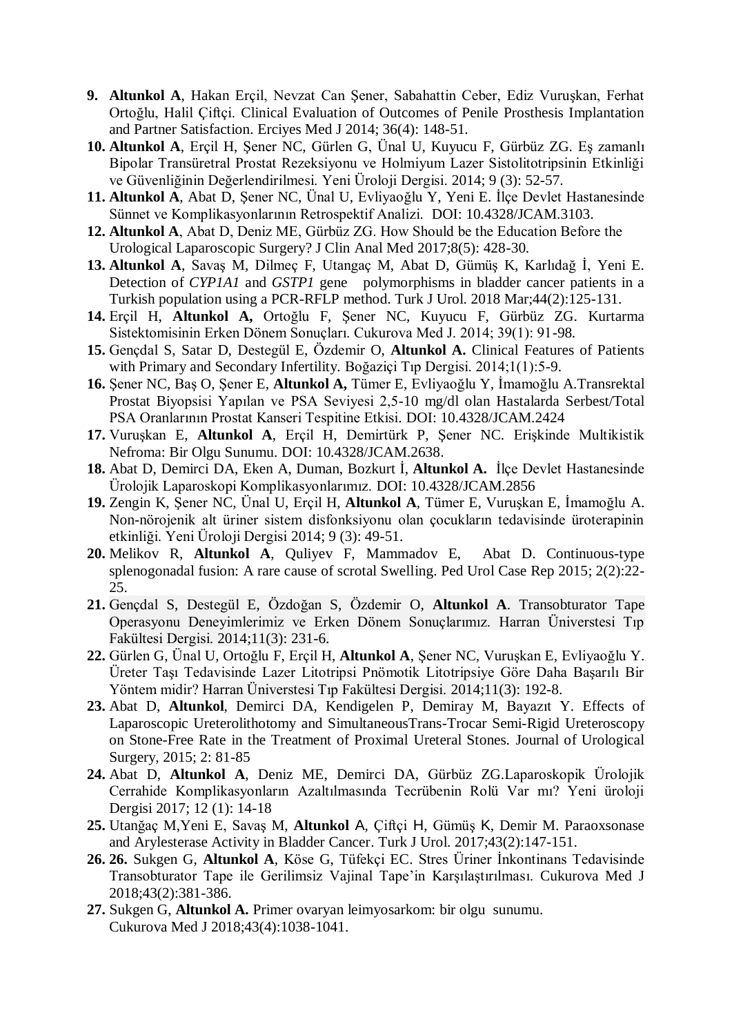9. **Altunkol A**, Hakan Erçil, Nevzat Can Şener, Sabahattin Ceber, Ediz Vuruşkan, Ferhat Ortoğlu, Halil Çiftçi. Clinical Evaluation of Outcomes of Penile Prosthesis Implantation and Partner Satisfaction. Erciyes Med J 2014; 36(4): 148-51.
10. **Altunkol A**, Erçil H, Şener NC, Gürlen G, Ünal U, Kuyucu F, Gürbüz ZG. Eş zamanlı Bipolar Transüretral Prostat Rezeksiyonu ve Holmiyum Lazer Sistolitotripsinin Etkinliği ve Güvenliğinin Değerlendirilmesi. Yeni Üroloji Dergisi. 2014; 9 (3): 52-57.
11. **Altunkol A**, Abat D, Şener NC, Ünal U, Evliyaoğlu Y, Yeni E. İlçe Devlet Hastanesinde Sünnet ve Komplikasyonlarının Retrospektif Analizi. DOI: 10.4328/JCAM.3103.
12. **Altunkol A**, Abat D, Deniz ME, Gürbüz ZG. How Should be the Education Before the Urological Laparoscopic Surgery? J Clin Anal Med 2017;8(5): 428-30.
13. **Altunkol A**, Savaş M, Dilmeç F, Utangaç M, Abat D, Gümüş K, Karlıdağ İ, Yeni E. Detection of *CYP1A1* and *GSTP1* gene polymorphisms in bladder cancer patients in a Turkish population using a PCR-RFLP method. Turk J Urol. 2018 Mar;44(2):125-131.
14. Erçil H, **Altunkol A,** Ortoğlu F, Şener NC, Kuyucu F, Gürbüz ZG. Kurtarma Sistektomisinin Erken Dönem Sonuçları. Cukurova Med J. 2014; 39(1): 91-98.
15. Gençdal S, Satar D, Destegül E, Özdemir O, **Altunkol A.** Clinical Features of Patients with Primary and Secondary Infertility. Boğaziçi Tıp Dergisi. 2014;1(1):5-9.
16. Şener NC, Baş O, Şener E, **Altunkol A,** Tümer E, Evliyaoğlu Y, İmamoğlu A.Transrektal Prostat Biyopsisi Yapılan ve PSA Seviyesi 2,5-10 mg/dl olan Hastalarda Serbest/Total PSA Oranlarının Prostat Kanseri Tespitine Etkisi. DOI: 10.4328/JCAM.2424
17. Vuruşkan E, **Altunkol A**, Erçil H, Demirtürk P, Şener NC. Erişkinde Multikistik Nefroma: Bir Olgu Sunumu. DOI: 10.4328/JCAM.2638.
18. Abat D, Demirci DA, Eken A, Duman, Bozkurt İ, **Altunkol A.** İlçe Devlet Hastanesinde Ürolojik Laparoskopi Komplikasyonlarımız. DOI: 10.4328/JCAM.2856
19. Zengin K, Şener NC, Ünal U, Erçil H, **Altunkol A**, Tümer E, Vuruşkan E, İmamoğlu A. Non-nörojenik alt üriner sistem disfonksiyonu olan çocukların tedavisinde üroterapinin etkinliği. Yeni Üroloji Dergisi 2014; 9 (3): 49-51.
20. Melikov R, **Altunkol A**, Quliyev F, Mammadov E, Abat D. Continuous-type splenogonadal fusion: A rare cause of scrotal Swelling. Ped Urol Case Rep 2015; 2(2):22-25.
21. Gençdal S, Destegül E, Özdoğan S, Özdemir O, **Altunkol A**. Transobturator Tape Operasyonu Deneyimlerimiz ve Erken Dönem Sonuçlarımız. Harran Üniverstesi Tıp Fakültesi Dergisi. 2014;11(3): 231-6.
22. Gürlen G, Ünal U, Ortoğlu F, Erçil H, **Altunkol A**, Şener NC, Vuruşkan E, Evliyaoğlu Y. Üreter Taşı Tedavisinde Lazer Litotripsi Pnömotik Litotripsiye Göre Daha Başarılı Bir Yöntem midir? Harran Üniverstesi Tıp Fakültesi Dergisi. 2014;11(3): 192-8.
23. Abat D, **Altunkol**, Demirci DA, Kendigelen P, Demiray M, Bayazıt Y. Effects of Laparoscopic Ureterolithotomy and SimultaneousTrans-Trocar Semi-Rigid Ureteroscopy on Stone-Free Rate in the Treatment of Proximal Ureteral Stones. Journal of Urological Surgery, 2015; 2: 81-85
24. Abat D, **Altunkol A**, Deniz ME, Demirci DA, Gürbüz ZG.Laparoskopik Ürolojik Cerrahide Komplikasyonların Azaltılmasında Tecrübenin Rolü Var mı? Yeni üroloji Dergisi 2017; 12 (1): 14-18
25. Utanğaç M,Yeni E, Savaş M, **Altunkol** A, Çiftçi H, Gümüş K, Demir M. Paraoxsonase and Arylesterase Activity in Bladder Cancer. Turk J Urol. 2017;43(2):147-151.
26. **26.** Sukgen G, **Altunkol A**, Köse G, Tüfekçi EC. Stres Üriner İnkontinans Tedavisinde Transobturator Tape ile Gerilimsiz Vajinal Tape'in Karşılaştırılması. Cukurova Med J 2018;43(2):381-386.
27. Sukgen G, **Altunkol A.** Primer ovaryan leimyosarkom: bir olgu sunumu. Cukurova Med J 2018;43(4):1038-1041.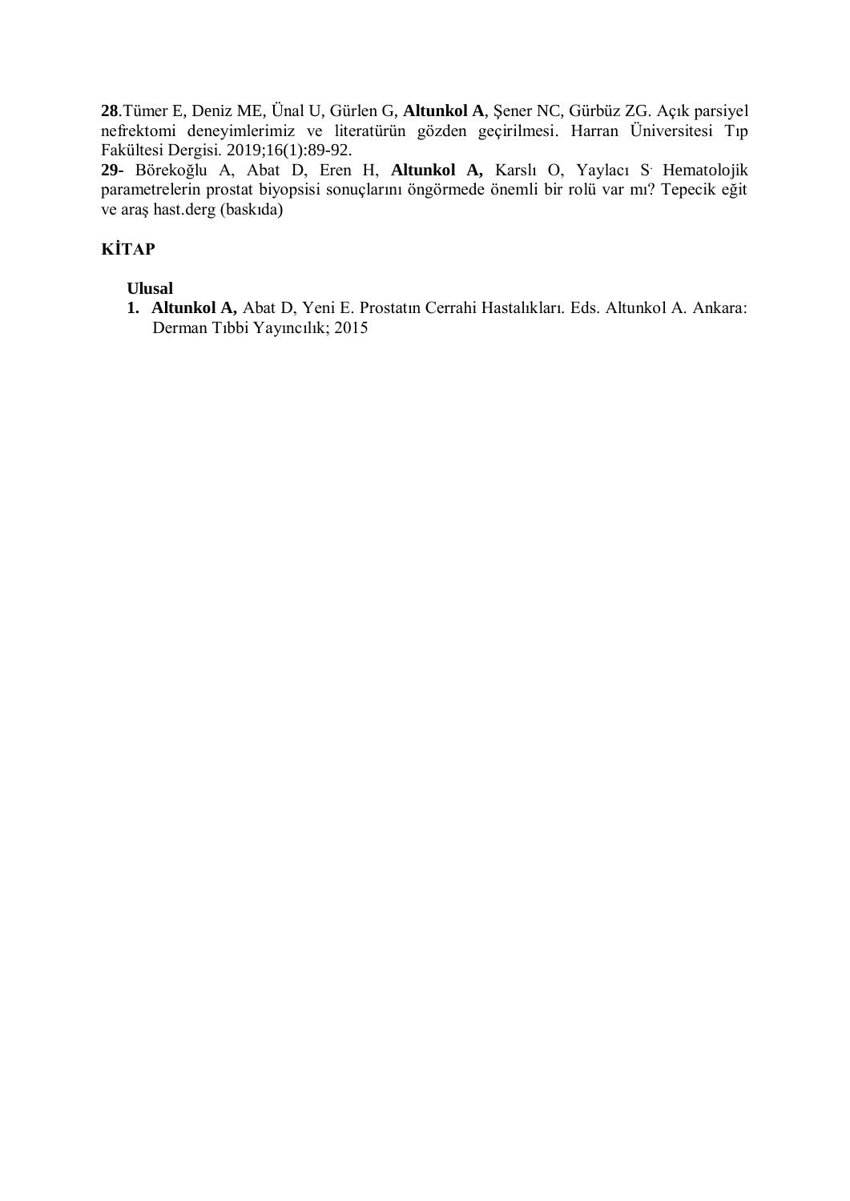**28**.Tümer E, Deniz ME, Ünal U, Gürlen G, **Altunkol A**, Şener NC, Gürbüz ZG. Açık parsiyel nefrektomi deneyimlerimiz ve literatürün gözden geçirilmesi. Harran Üniversitesi Tıp Fakültesi Dergisi. 2019;16(1):89-92.

**29-** Börekoğlu A, Abat D, Eren H, **Altunkol A,** Karslı O, Yaylacı S. Hematolojik parametrelerin prostat biyopsisi sonuçlarını öngörmede önemli bir rolü var mı? Tepecik eğit ve araş hast.derg (baskıda)

## KİTAP

**Ulusal**

1. **Altunkol A,** Abat D, Yeni E. Prostatın Cerrahi Hastalıkları. Eds. Altunkol A. Ankara: Derman Tıbbi Yayıncılık; 2015